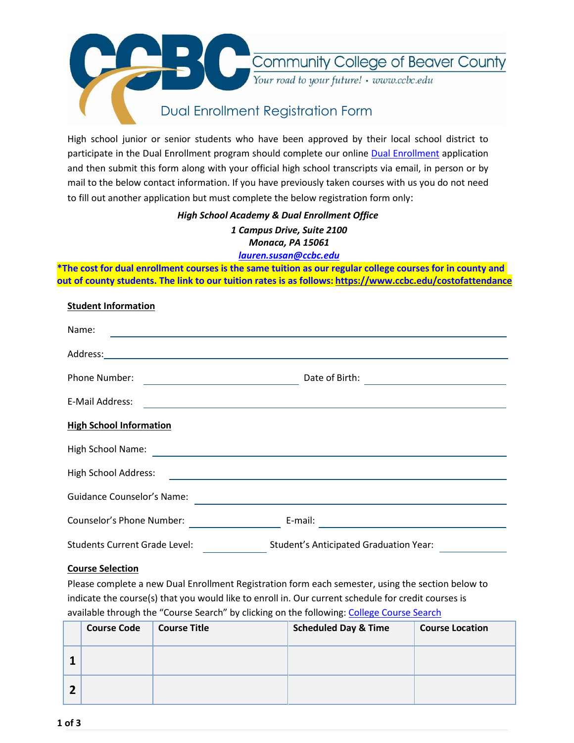# Community College of Beaver County

*Your road to your future! • www.ccbc.edu*

## Dual Enrollment Registration Form

High school junior or senior students who have been approved by their local school district to participate in the Dual Enrollment program should complete our online Dual Enrollment application and then submit this form along with your official high school transcripts via email, in person or by mail to the below contact information. If you have previously taken courses with us you do not need to fill out another application but must complete the below registration form only:

***High School Academy & Dual Enrollment Office***
***1 Campus Drive, Suite 2100***
***Monaca, PA 15061***
***lauren.susan@ccbc.edu***

**\*The cost for dual enrollment courses is the same tuition as our regular college courses for in county and out of county students. The link to our tuition rates is as follows: https://www.ccbc.edu/costofattendance**

### Student Information

Name: ______________________________

Address: ______________________________

Phone Number: ______________ Date of Birth: ______________

E-Mail Address: ______________________________

### High School Information

High School Name: ______________________________

High School Address: ______________________________

Guidance Counselor's Name: ______________________________

Counselor's Phone Number: ______________ E-mail: ______________

Students Current Grade Level: ________ Student's Anticipated Graduation Year: ________

### Course Selection

Please complete a new Dual Enrollment Registration form each semester, using the section below to indicate the course(s) that you would like to enroll in. Our current schedule for credit courses is available through the "Course Search" by clicking on the following: College Course Search

| | Course Code | Course Title | Scheduled Day & Time | Course Location |
|---|---|---|---|---|
| **1** | | | | |
| **2** | | | | |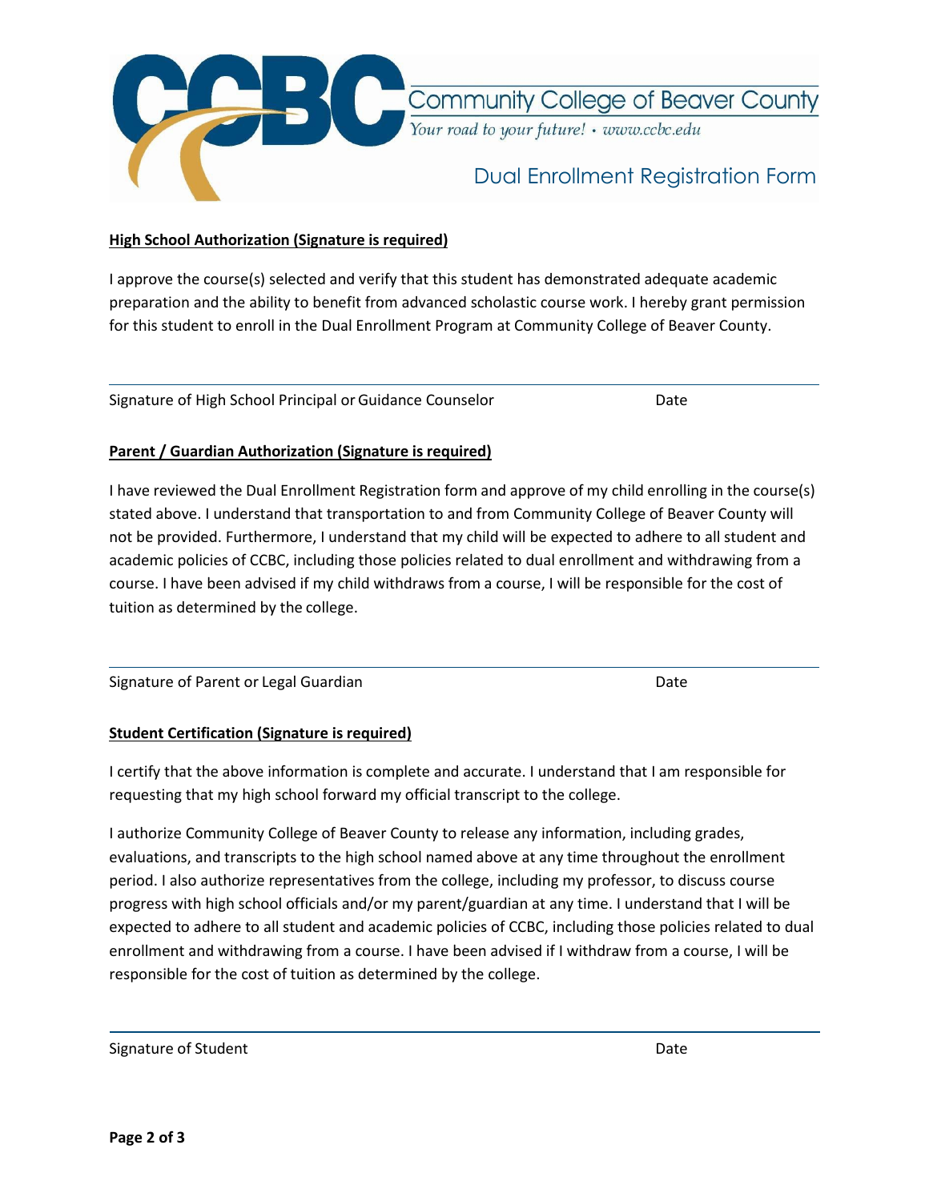# Community College of Beaver County

*Your road to your future! • www.ccbc.edu*

## Dual Enrollment Registration Form

**High School Authorization (Signature is required)**

I approve the course(s) selected and verify that this student has demonstrated adequate academic preparation and the ability to benefit from advanced scholastic course work. I hereby grant permission for this student to enroll in the Dual Enrollment Program at Community College of Beaver County.

______________________________________________________________________

Signature of High School Principal or Guidance Counselor                    Date

**Parent / Guardian Authorization (Signature is required)**

I have reviewed the Dual Enrollment Registration form and approve of my child enrolling in the course(s) stated above. I understand that transportation to and from Community College of Beaver County will not be provided. Furthermore, I understand that my child will be expected to adhere to all student and academic policies of CCBC, including those policies related to dual enrollment and withdrawing from a course. I have been advised if my child withdraws from a course, I will be responsible for the cost of tuition as determined by the college.

______________________________________________________________________

Signature of Parent or Legal Guardian                    Date

**Student Certification (Signature is required)**

I certify that the above information is complete and accurate. I understand that I am responsible for requesting that my high school forward my official transcript to the college.

I authorize Community College of Beaver County to release any information, including grades, evaluations, and transcripts to the high school named above at any time throughout the enrollment period. I also authorize representatives from the college, including my professor, to discuss course progress with high school officials and/or my parent/guardian at any time. I understand that I will be expected to adhere to all student and academic policies of CCBC, including those policies related to dual enrollment and withdrawing from a course. I have been advised if I withdraw from a course, I will be responsible for the cost of tuition as determined by the college.

______________________________________________________________________

Signature of Student                    Date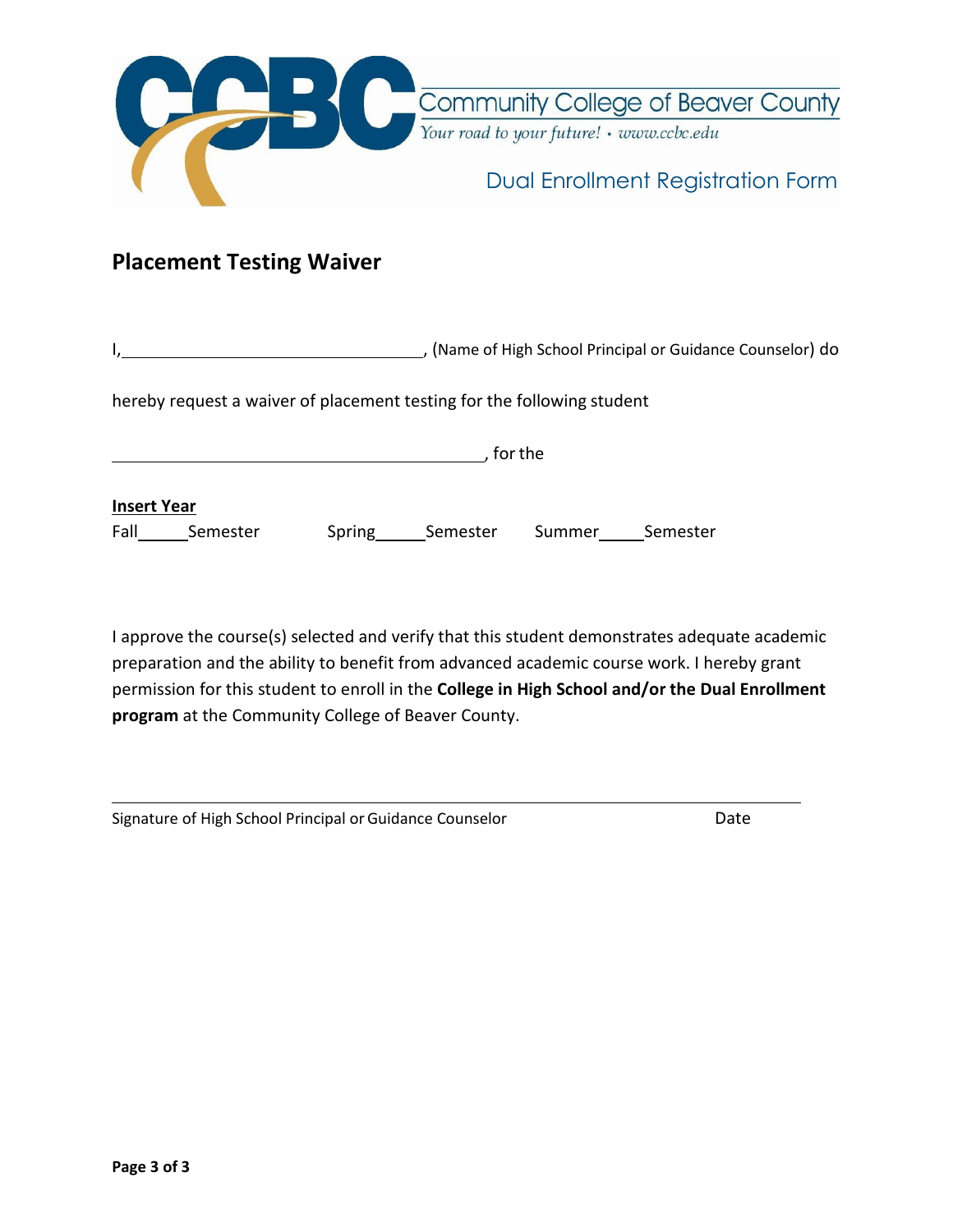Community College of Beaver County

*Your road to your future! • www.ccbc.edu*

Dual Enrollment Registration Form

## Placement Testing Waiver

I,\_\_\_\_\_\_\_\_\_\_\_\_\_\_\_\_\_\_\_\_\_\_\_\_\_\_\_\_\_\_\_\_\_\_, (Name of High School Principal or Guidance Counselor) do hereby request a waiver of placement testing for the following student

\_\_\_\_\_\_\_\_\_\_\_\_\_\_\_\_\_\_\_\_\_\_\_\_\_\_\_\_\_\_\_\_\_\_\_\_\_\_\_\_\_\_, for the

**Insert Year**

Fall\_\_\_\_\_Semester Spring\_\_\_\_\_Semester Summer\_\_\_\_\_Semester

I approve the course(s) selected and verify that this student demonstrates adequate academic preparation and the ability to benefit from advanced academic course work. I hereby grant permission for this student to enroll in the **College in High School and/or the Dual Enrollment program** at the Community College of Beaver County.

\_\_\_\_\_\_\_\_\_\_\_\_\_\_\_\_\_\_\_\_\_\_\_\_\_\_\_\_\_\_\_\_\_\_\_\_\_\_\_\_\_\_\_\_\_\_\_\_\_\_\_\_\_\_\_\_\_\_\_\_\_\_\_\_\_\_\_\_\_\_

Signature of High School Principal or Guidance Counselor Date